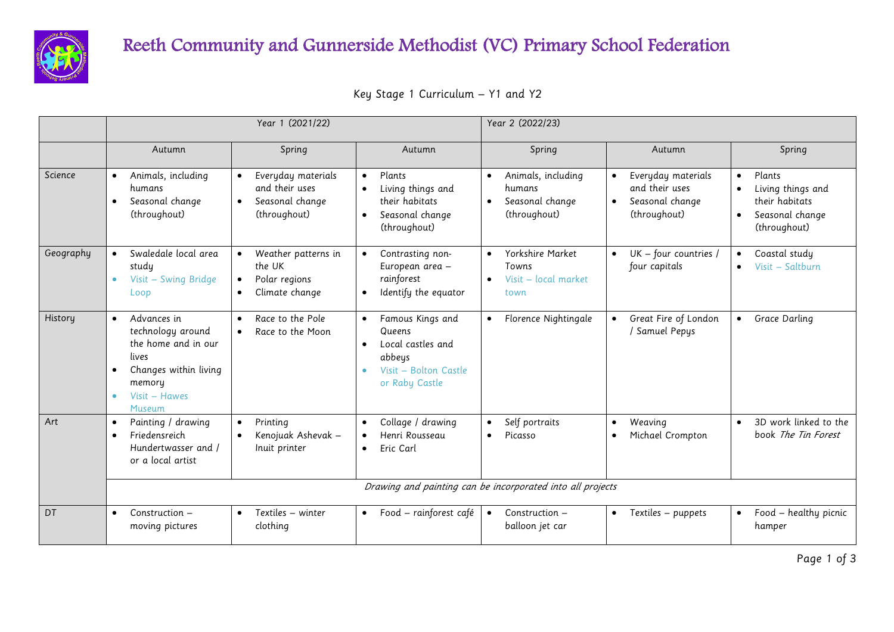# Reeth Community and Gunnerside Methodist (VC) Primary School Federation

Key Stage 1 Curriculum – Y1 and Y2

| | Year 1 (2021/22) | | | Year 2 (2022/23) | | |
|---|---|---|---|---|---|---|
| | Autumn | Spring | Autumn | Spring | Autumn | Spring |
| Science | • Animals, including humans<br>• Seasonal change (throughout) | • Everyday materials and their uses<br>• Seasonal change (throughout) | • Plants<br>• Living things and their habitats<br>• Seasonal change (throughout) | • Animals, including humans<br>• Seasonal change (throughout) | • Everyday materials and their uses<br>• Seasonal change (throughout) | • Plants<br>• Living things and their habitats<br>• Seasonal change (throughout) |
| Geography | • Swaledale local area study<br>• Visit – Swing Bridge Loop | • Weather patterns in the UK<br>• Polar regions<br>• Climate change | • Contrasting non-European area – rainforest<br>• Identify the equator | • Yorkshire Market Towns<br>• Visit – local market town | • UK – four countries / four capitals | • Coastal study<br>• Visit – Saltburn |
| History | • Advances in technology around the home and in our lives<br>• Changes within living memory<br>• Visit – Hawes Museum | • Race to the Pole<br>• Race to the Moon | • Famous Kings and Queens<br>• Local castles and abbeys<br>• Visit – Bolton Castle or Raby Castle | • Florence Nightingale | • Great Fire of London / Samuel Pepys | • Grace Darling |
| Art | • Painting / drawing<br>• Friedensreich Hundertwasser and / or a local artist | • Printing<br>• Kenojuak Ashevak – Inuit printer | • Collage / drawing<br>• Henri Rousseau<br>• Eric Carl | • Self portraits<br>• Picasso | • Weaving<br>• Michael Crompton | • 3D work linked to the book *The Tin Forest* |
| | *Drawing and painting can be incorporated into all projects* | | | | | |
| DT | • Construction – moving pictures | • Textiles – winter clothing | • Food – rainforest café | • Construction – balloon jet car | • Textiles – puppets | • Food – healthy picnic hamper |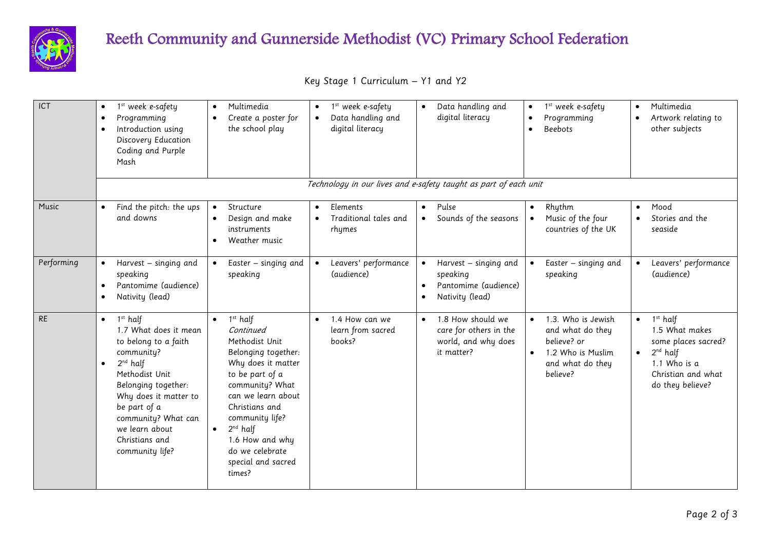# Reeth Community and Gunnerside Methodist (VC) Primary School Federation

Key Stage 1 Curriculum – Y1 and Y2

| | | | | | | |
|---|---|---|---|---|---|---|
| ICT | • 1st week e-safety<br>• Programming<br>• Introduction using Discovery Education Coding and Purple Mash | • Multimedia<br>• Create a poster for the school play | • 1st week e-safety<br>• Data handling and digital literacy | • Data handling and digital literacy | • 1st week e-safety<br>• Programming<br>• Beebots | • Multimedia<br>• Artwork relating to other subjects |
| | *Technology in our lives and e-safety taught as part of each unit* | | | | | |
| Music | • Find the pitch: the ups and downs | • Structure<br>• Design and make instruments<br>• Weather music | • Elements<br>• Traditional tales and rhymes | • Pulse<br>• Sounds of the seasons | • Rhythm<br>• Music of the four countries of the UK | • Mood<br>• Stories and the seaside |
| Performing | • Harvest – singing and speaking<br>• Pantomime (audience)<br>• Nativity (lead) | • Easter – singing and speaking | • Leavers' performance (audience) | • Harvest – singing and speaking<br>• Pantomime (audience)<br>• Nativity (lead) | • Easter – singing and speaking | • Leavers' performance (audience) |
| RE | • 1st half<br>1.7 What does it mean to belong to a faith community?<br>• 2nd half<br>Methodist Unit Belonging together: Why does it matter to be part of a community? What can we learn about Christians and community life? | • 1st half<br>*Continued*<br>Methodist Unit Belonging together: Why does it matter to be part of a community? What can we learn about Christians and community life?<br>• 2nd half<br>1.6 How and why do we celebrate special and sacred times? | • 1.4 How can we learn from sacred books? | • 1.8 How should we care for others in the world, and why does it matter? | • 1.3. Who is Jewish and what do they believe? or<br>• 1.2 Who is Muslim and what do they believe? | • 1st half<br>1.5 What makes some places sacred?<br>• 2nd half<br>1.1 Who is a Christian and what do they believe? |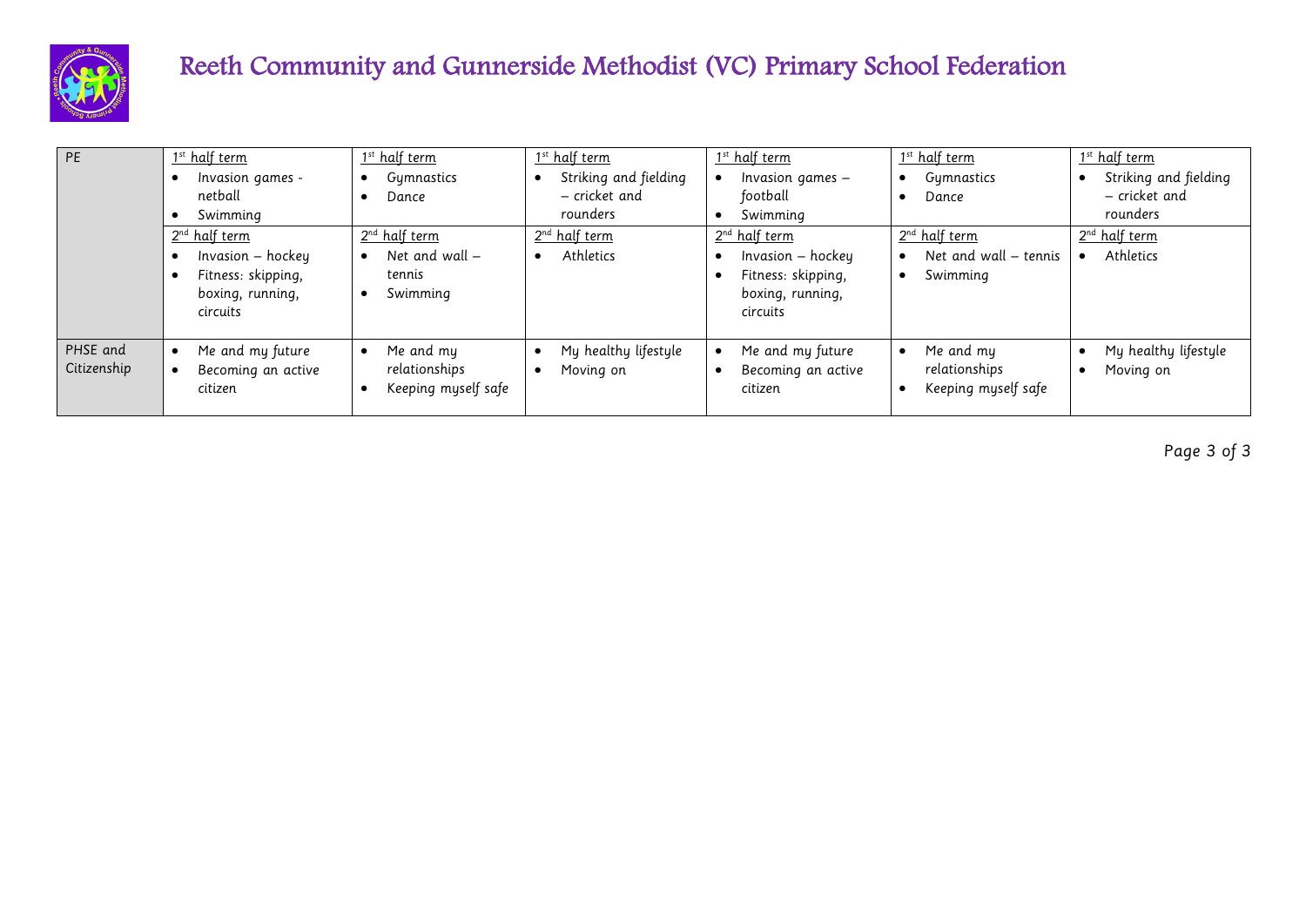# Reeth Community and Gunnerside Methodist (VC) Primary School Federation

| | | | | | | |
|---|---|---|---|---|---|---|
| PE | 1st half term<br>• Invasion games - netball<br>• Swimming<br>2nd half term<br>• Invasion – hockey<br>• Fitness: skipping, boxing, running, circuits | 1st half term<br>• Gymnastics<br>• Dance<br>2nd half term<br>• Net and wall – tennis<br>• Swimming | 1st half term<br>• Striking and fielding – cricket and rounders<br>2nd half term<br>• Athletics | 1st half term<br>• Invasion games – football<br>• Swimming<br>2nd half term<br>• Invasion – hockey<br>• Fitness: skipping, boxing, running, circuits | 1st half term<br>• Gymnastics<br>• Dance<br>2nd half term<br>• Net and wall – tennis<br>• Swimming | 1st half term<br>• Striking and fielding – cricket and rounders<br>2nd half term<br>• Athletics |
| PHSE and Citizenship | • Me and my future<br>• Becoming an active citizen | • Me and my relationships<br>• Keeping myself safe | • My healthy lifestyle<br>• Moving on | • Me and my future<br>• Becoming an active citizen | • Me and my relationships<br>• Keeping myself safe | • My healthy lifestyle<br>• Moving on |